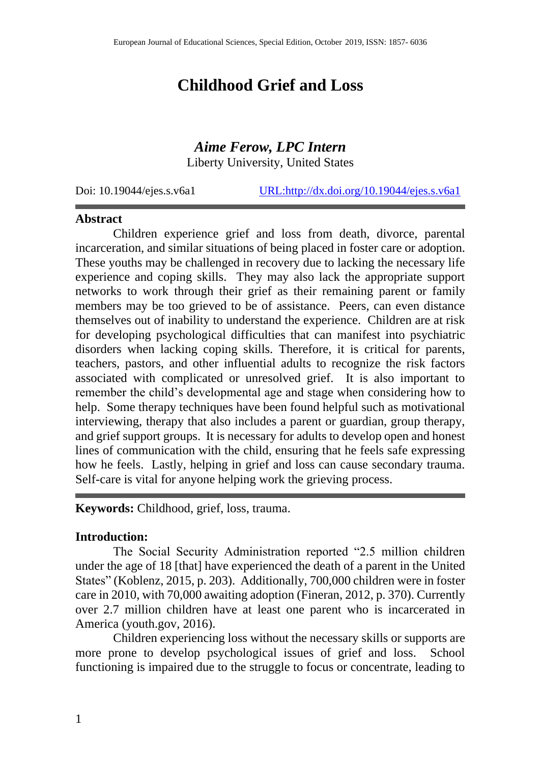# Childhood Grief and Loss

***Aime Ferow, LPC Intern***
Liberty University, United States

Doi: 10.19044/ejes.s.v6a1 [URL:http://dx.doi.org/10.19044/ejes.s.v6a1](http://dx.doi.org/10.19044/ejes.s.v6a1)

## Abstract

Children experience grief and loss from death, divorce, parental incarceration, and similar situations of being placed in foster care or adoption. These youths may be challenged in recovery due to lacking the necessary life experience and coping skills. They may also lack the appropriate support networks to work through their grief as their remaining parent or family members may be too grieved to be of assistance. Peers, can even distance themselves out of inability to understand the experience. Children are at risk for developing psychological difficulties that can manifest into psychiatric disorders when lacking coping skills. Therefore, it is critical for parents, teachers, pastors, and other influential adults to recognize the risk factors associated with complicated or unresolved grief. It is also important to remember the child's developmental age and stage when considering how to help. Some therapy techniques have been found helpful such as motivational interviewing, therapy that also includes a parent or guardian, group therapy, and grief support groups. It is necessary for adults to develop open and honest lines of communication with the child, ensuring that he feels safe expressing how he feels. Lastly, helping in grief and loss can cause secondary trauma. Self-care is vital for anyone helping work the grieving process.

**Keywords:** Childhood, grief, loss, trauma.

## Introduction:

The Social Security Administration reported "2.5 million children under the age of 18 [that] have experienced the death of a parent in the United States" (Koblenz, 2015, p. 203). Additionally, 700,000 children were in foster care in 2010, with 70,000 awaiting adoption (Fineran, 2012, p. 370). Currently over 2.7 million children have at least one parent who is incarcerated in America (youth.gov, 2016).

Children experiencing loss without the necessary skills or supports are more prone to develop psychological issues of grief and loss. School functioning is impaired due to the struggle to focus or concentrate, leading to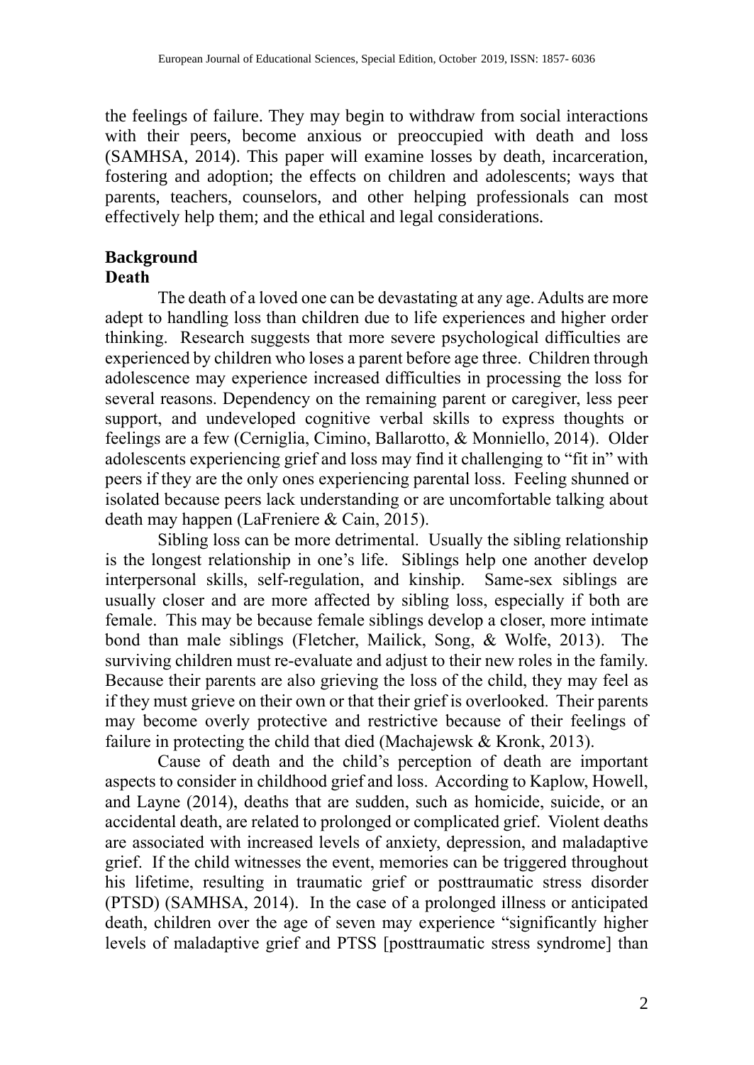the feelings of failure. They may begin to withdraw from social interactions with their peers, become anxious or preoccupied with death and loss (SAMHSA, 2014). This paper will examine losses by death, incarceration, fostering and adoption; the effects on children and adolescents; ways that parents, teachers, counselors, and other helping professionals can most effectively help them; and the ethical and legal considerations.

## Background

### Death

The death of a loved one can be devastating at any age. Adults are more adept to handling loss than children due to life experiences and higher order thinking. Research suggests that more severe psychological difficulties are experienced by children who loses a parent before age three. Children through adolescence may experience increased difficulties in processing the loss for several reasons. Dependency on the remaining parent or caregiver, less peer support, and undeveloped cognitive verbal skills to express thoughts or feelings are a few (Cerniglia, Cimino, Ballarotto, & Monniello, 2014). Older adolescents experiencing grief and loss may find it challenging to "fit in" with peers if they are the only ones experiencing parental loss. Feeling shunned or isolated because peers lack understanding or are uncomfortable talking about death may happen (LaFreniere & Cain, 2015).

Sibling loss can be more detrimental. Usually the sibling relationship is the longest relationship in one's life. Siblings help one another develop interpersonal skills, self-regulation, and kinship. Same-sex siblings are usually closer and are more affected by sibling loss, especially if both are female. This may be because female siblings develop a closer, more intimate bond than male siblings (Fletcher, Mailick, Song, & Wolfe, 2013). The surviving children must re-evaluate and adjust to their new roles in the family. Because their parents are also grieving the loss of the child, they may feel as if they must grieve on their own or that their grief is overlooked. Their parents may become overly protective and restrictive because of their feelings of failure in protecting the child that died (Machajewsk & Kronk, 2013).

Cause of death and the child's perception of death are important aspects to consider in childhood grief and loss. According to Kaplow, Howell, and Layne (2014), deaths that are sudden, such as homicide, suicide, or an accidental death, are related to prolonged or complicated grief. Violent deaths are associated with increased levels of anxiety, depression, and maladaptive grief. If the child witnesses the event, memories can be triggered throughout his lifetime, resulting in traumatic grief or posttraumatic stress disorder (PTSD) (SAMHSA, 2014). In the case of a prolonged illness or anticipated death, children over the age of seven may experience "significantly higher levels of maladaptive grief and PTSS [posttraumatic stress syndrome] than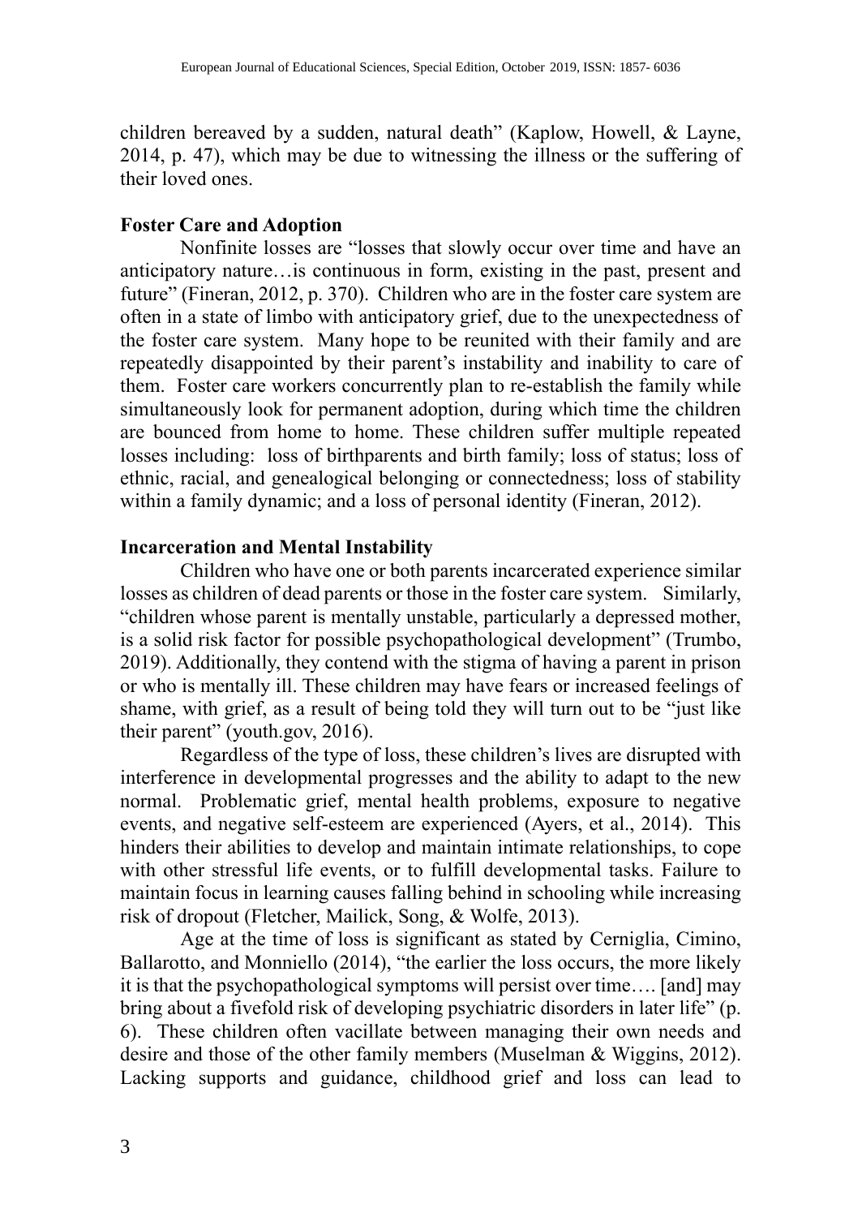children bereaved by a sudden, natural death" (Kaplow, Howell, & Layne, 2014, p. 47), which may be due to witnessing the illness or the suffering of their loved ones.

**Foster Care and Adoption**

Nonfinite losses are "losses that slowly occur over time and have an anticipatory nature…is continuous in form, existing in the past, present and future" (Fineran, 2012, p. 370). Children who are in the foster care system are often in a state of limbo with anticipatory grief, due to the unexpectedness of the foster care system. Many hope to be reunited with their family and are repeatedly disappointed by their parent's instability and inability to care of them. Foster care workers concurrently plan to re-establish the family while simultaneously look for permanent adoption, during which time the children are bounced from home to home. These children suffer multiple repeated losses including: loss of birthparents and birth family; loss of status; loss of ethnic, racial, and genealogical belonging or connectedness; loss of stability within a family dynamic; and a loss of personal identity (Fineran, 2012).

**Incarceration and Mental Instability**

Children who have one or both parents incarcerated experience similar losses as children of dead parents or those in the foster care system. Similarly, "children whose parent is mentally unstable, particularly a depressed mother, is a solid risk factor for possible psychopathological development" (Trumbo, 2019). Additionally, they contend with the stigma of having a parent in prison or who is mentally ill. These children may have fears or increased feelings of shame, with grief, as a result of being told they will turn out to be "just like their parent" (youth.gov, 2016).

Regardless of the type of loss, these children's lives are disrupted with interference in developmental progresses and the ability to adapt to the new normal. Problematic grief, mental health problems, exposure to negative events, and negative self-esteem are experienced (Ayers, et al., 2014). This hinders their abilities to develop and maintain intimate relationships, to cope with other stressful life events, or to fulfill developmental tasks. Failure to maintain focus in learning causes falling behind in schooling while increasing risk of dropout (Fletcher, Mailick, Song, & Wolfe, 2013).

Age at the time of loss is significant as stated by Cerniglia, Cimino, Ballarotto, and Monniello (2014), "the earlier the loss occurs, the more likely it is that the psychopathological symptoms will persist over time…. [and] may bring about a fivefold risk of developing psychiatric disorders in later life" (p. 6). These children often vacillate between managing their own needs and desire and those of the other family members (Muselman & Wiggins, 2012). Lacking supports and guidance, childhood grief and loss can lead to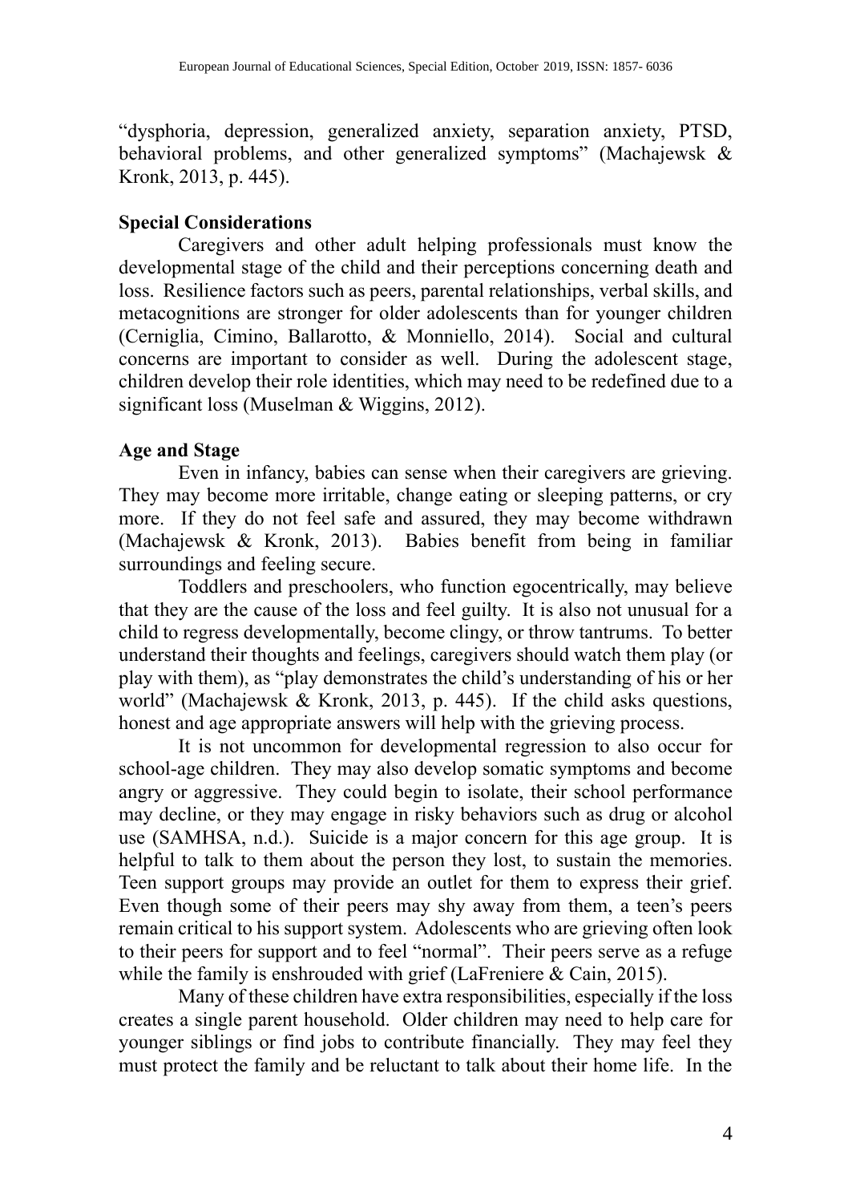"dysphoria, depression, generalized anxiety, separation anxiety, PTSD, behavioral problems, and other generalized symptoms" (Machajewsk & Kronk, 2013, p. 445).

**Special Considerations**

Caregivers and other adult helping professionals must know the developmental stage of the child and their perceptions concerning death and loss. Resilience factors such as peers, parental relationships, verbal skills, and metacognitions are stronger for older adolescents than for younger children (Cerniglia, Cimino, Ballarotto, & Monniello, 2014). Social and cultural concerns are important to consider as well. During the adolescent stage, children develop their role identities, which may need to be redefined due to a significant loss (Muselman & Wiggins, 2012).

**Age and Stage**

Even in infancy, babies can sense when their caregivers are grieving. They may become more irritable, change eating or sleeping patterns, or cry more. If they do not feel safe and assured, they may become withdrawn (Machajewsk & Kronk, 2013). Babies benefit from being in familiar surroundings and feeling secure.

Toddlers and preschoolers, who function egocentrically, may believe that they are the cause of the loss and feel guilty. It is also not unusual for a child to regress developmentally, become clingy, or throw tantrums. To better understand their thoughts and feelings, caregivers should watch them play (or play with them), as "play demonstrates the child's understanding of his or her world" (Machajewsk & Kronk, 2013, p. 445). If the child asks questions, honest and age appropriate answers will help with the grieving process.

It is not uncommon for developmental regression to also occur for school-age children. They may also develop somatic symptoms and become angry or aggressive. They could begin to isolate, their school performance may decline, or they may engage in risky behaviors such as drug or alcohol use (SAMHSA, n.d.). Suicide is a major concern for this age group. It is helpful to talk to them about the person they lost, to sustain the memories. Teen support groups may provide an outlet for them to express their grief. Even though some of their peers may shy away from them, a teen's peers remain critical to his support system. Adolescents who are grieving often look to their peers for support and to feel "normal". Their peers serve as a refuge while the family is enshrouded with grief (LaFreniere & Cain, 2015).

Many of these children have extra responsibilities, especially if the loss creates a single parent household. Older children may need to help care for younger siblings or find jobs to contribute financially. They may feel they must protect the family and be reluctant to talk about their home life. In the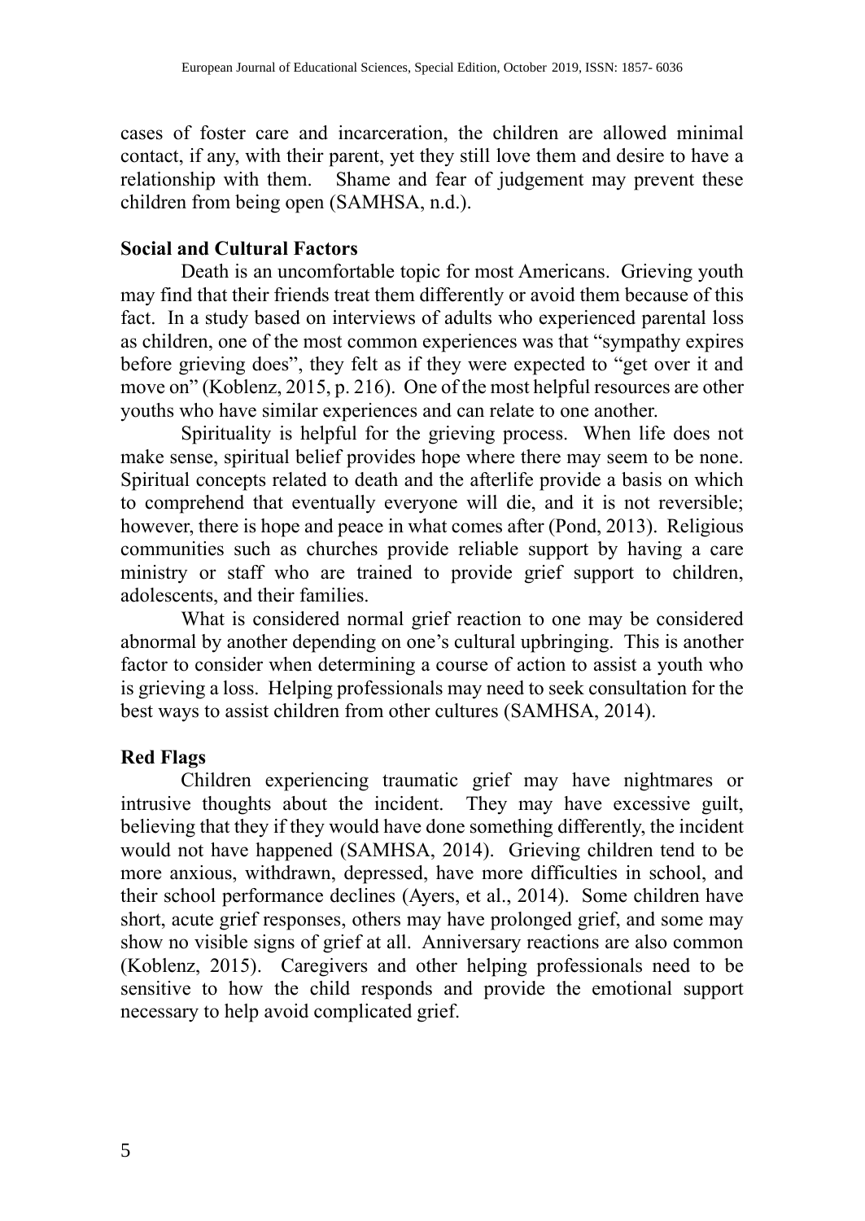cases of foster care and incarceration, the children are allowed minimal contact, if any, with their parent, yet they still love them and desire to have a relationship with them. Shame and fear of judgement may prevent these children from being open (SAMHSA, n.d.).

**Social and Cultural Factors**

Death is an uncomfortable topic for most Americans. Grieving youth may find that their friends treat them differently or avoid them because of this fact. In a study based on interviews of adults who experienced parental loss as children, one of the most common experiences was that "sympathy expires before grieving does", they felt as if they were expected to "get over it and move on" (Koblenz, 2015, p. 216). One of the most helpful resources are other youths who have similar experiences and can relate to one another.

Spirituality is helpful for the grieving process. When life does not make sense, spiritual belief provides hope where there may seem to be none. Spiritual concepts related to death and the afterlife provide a basis on which to comprehend that eventually everyone will die, and it is not reversible; however, there is hope and peace in what comes after (Pond, 2013). Religious communities such as churches provide reliable support by having a care ministry or staff who are trained to provide grief support to children, adolescents, and their families.

What is considered normal grief reaction to one may be considered abnormal by another depending on one's cultural upbringing. This is another factor to consider when determining a course of action to assist a youth who is grieving a loss. Helping professionals may need to seek consultation for the best ways to assist children from other cultures (SAMHSA, 2014).

**Red Flags**

Children experiencing traumatic grief may have nightmares or intrusive thoughts about the incident. They may have excessive guilt, believing that they if they would have done something differently, the incident would not have happened (SAMHSA, 2014). Grieving children tend to be more anxious, withdrawn, depressed, have more difficulties in school, and their school performance declines (Ayers, et al., 2014). Some children have short, acute grief responses, others may have prolonged grief, and some may show no visible signs of grief at all. Anniversary reactions are also common (Koblenz, 2015). Caregivers and other helping professionals need to be sensitive to how the child responds and provide the emotional support necessary to help avoid complicated grief.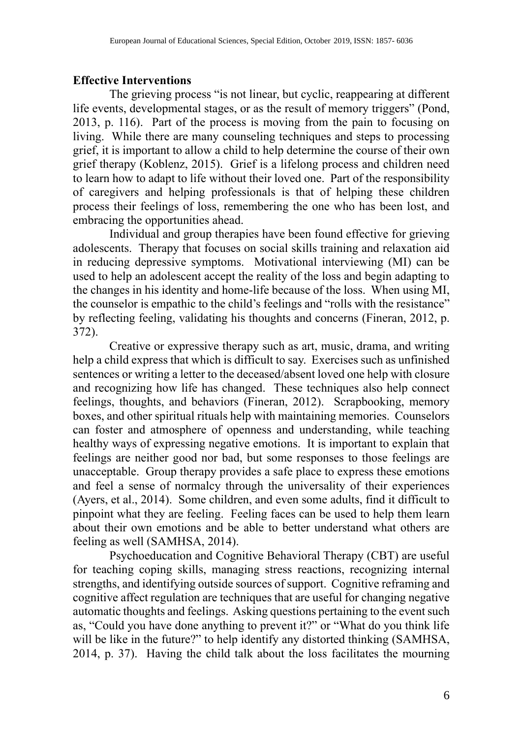**Effective Interventions**

The grieving process "is not linear, but cyclic, reappearing at different life events, developmental stages, or as the result of memory triggers" (Pond, 2013, p. 116). Part of the process is moving from the pain to focusing on living. While there are many counseling techniques and steps to processing grief, it is important to allow a child to help determine the course of their own grief therapy (Koblenz, 2015). Grief is a lifelong process and children need to learn how to adapt to life without their loved one. Part of the responsibility of caregivers and helping professionals is that of helping these children process their feelings of loss, remembering the one who has been lost, and embracing the opportunities ahead.

Individual and group therapies have been found effective for grieving adolescents. Therapy that focuses on social skills training and relaxation aid in reducing depressive symptoms. Motivational interviewing (MI) can be used to help an adolescent accept the reality of the loss and begin adapting to the changes in his identity and home-life because of the loss. When using MI, the counselor is empathic to the child's feelings and "rolls with the resistance" by reflecting feeling, validating his thoughts and concerns (Fineran, 2012, p. 372).

Creative or expressive therapy such as art, music, drama, and writing help a child express that which is difficult to say. Exercises such as unfinished sentences or writing a letter to the deceased/absent loved one help with closure and recognizing how life has changed. These techniques also help connect feelings, thoughts, and behaviors (Fineran, 2012). Scrapbooking, memory boxes, and other spiritual rituals help with maintaining memories. Counselors can foster and atmosphere of openness and understanding, while teaching healthy ways of expressing negative emotions. It is important to explain that feelings are neither good nor bad, but some responses to those feelings are unacceptable. Group therapy provides a safe place to express these emotions and feel a sense of normalcy through the universality of their experiences (Ayers, et al., 2014). Some children, and even some adults, find it difficult to pinpoint what they are feeling. Feeling faces can be used to help them learn about their own emotions and be able to better understand what others are feeling as well (SAMHSA, 2014).

Psychoeducation and Cognitive Behavioral Therapy (CBT) are useful for teaching coping skills, managing stress reactions, recognizing internal strengths, and identifying outside sources of support. Cognitive reframing and cognitive affect regulation are techniques that are useful for changing negative automatic thoughts and feelings. Asking questions pertaining to the event such as, "Could you have done anything to prevent it?" or "What do you think life will be like in the future?" to help identify any distorted thinking (SAMHSA, 2014, p. 37). Having the child talk about the loss facilitates the mourning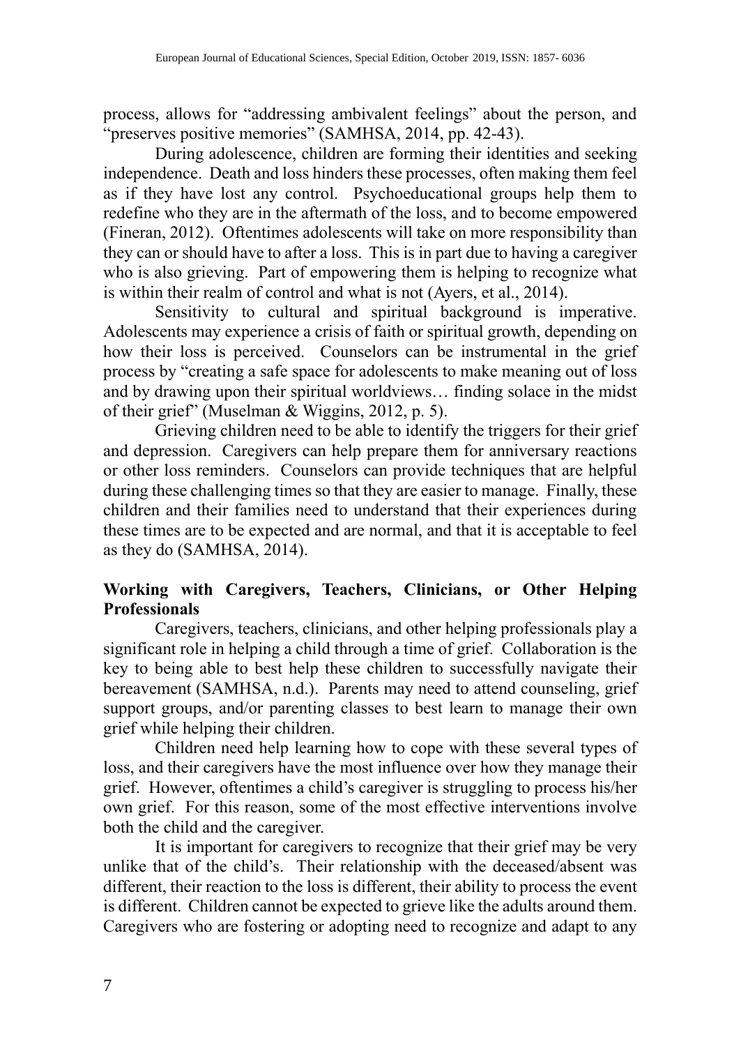process, allows for "addressing ambivalent feelings" about the person, and "preserves positive memories" (SAMHSA, 2014, pp. 42-43).

During adolescence, children are forming their identities and seeking independence. Death and loss hinders these processes, often making them feel as if they have lost any control. Psychoeducational groups help them to redefine who they are in the aftermath of the loss, and to become empowered (Fineran, 2012). Oftentimes adolescents will take on more responsibility than they can or should have to after a loss. This is in part due to having a caregiver who is also grieving. Part of empowering them is helping to recognize what is within their realm of control and what is not (Ayers, et al., 2014).

Sensitivity to cultural and spiritual background is imperative. Adolescents may experience a crisis of faith or spiritual growth, depending on how their loss is perceived. Counselors can be instrumental in the grief process by "creating a safe space for adolescents to make meaning out of loss and by drawing upon their spiritual worldviews… finding solace in the midst of their grief" (Muselman & Wiggins, 2012, p. 5).

Grieving children need to be able to identify the triggers for their grief and depression. Caregivers can help prepare them for anniversary reactions or other loss reminders. Counselors can provide techniques that are helpful during these challenging times so that they are easier to manage. Finally, these children and their families need to understand that their experiences during these times are to be expected and are normal, and that it is acceptable to feel as they do (SAMHSA, 2014).

**Working with Caregivers, Teachers, Clinicians, or Other Helping Professionals**

Caregivers, teachers, clinicians, and other helping professionals play a significant role in helping a child through a time of grief. Collaboration is the key to being able to best help these children to successfully navigate their bereavement (SAMHSA, n.d.). Parents may need to attend counseling, grief support groups, and/or parenting classes to best learn to manage their own grief while helping their children.

Children need help learning how to cope with these several types of loss, and their caregivers have the most influence over how they manage their grief. However, oftentimes a child's caregiver is struggling to process his/her own grief. For this reason, some of the most effective interventions involve both the child and the caregiver.

It is important for caregivers to recognize that their grief may be very unlike that of the child's. Their relationship with the deceased/absent was different, their reaction to the loss is different, their ability to process the event is different. Children cannot be expected to grieve like the adults around them. Caregivers who are fostering or adopting need to recognize and adapt to any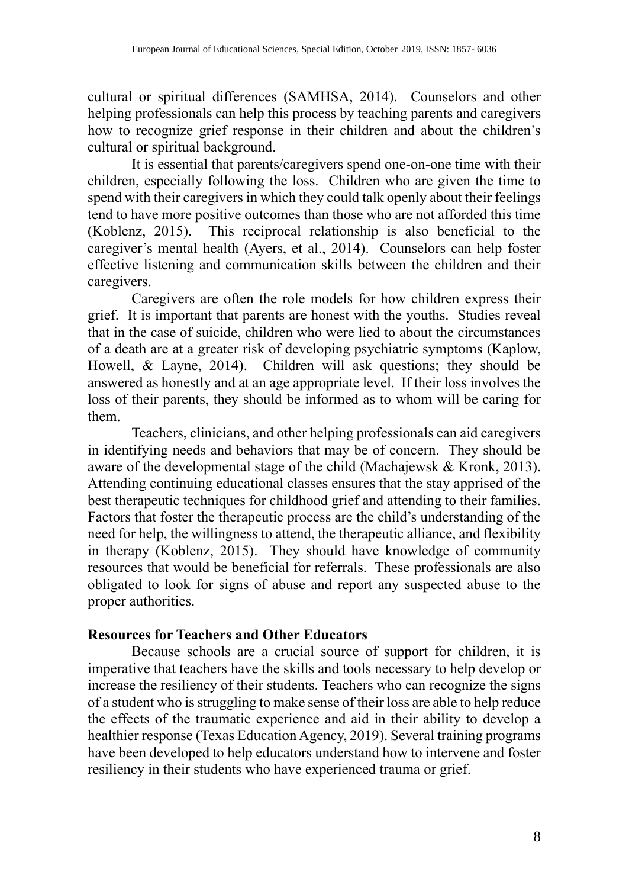cultural or spiritual differences (SAMHSA, 2014). Counselors and other helping professionals can help this process by teaching parents and caregivers how to recognize grief response in their children and about the children's cultural or spiritual background.

It is essential that parents/caregivers spend one-on-one time with their children, especially following the loss. Children who are given the time to spend with their caregivers in which they could talk openly about their feelings tend to have more positive outcomes than those who are not afforded this time (Koblenz, 2015). This reciprocal relationship is also beneficial to the caregiver's mental health (Ayers, et al., 2014). Counselors can help foster effective listening and communication skills between the children and their caregivers.

Caregivers are often the role models for how children express their grief. It is important that parents are honest with the youths. Studies reveal that in the case of suicide, children who were lied to about the circumstances of a death are at a greater risk of developing psychiatric symptoms (Kaplow, Howell, & Layne, 2014). Children will ask questions; they should be answered as honestly and at an age appropriate level. If their loss involves the loss of their parents, they should be informed as to whom will be caring for them.

Teachers, clinicians, and other helping professionals can aid caregivers in identifying needs and behaviors that may be of concern. They should be aware of the developmental stage of the child (Machajewsk & Kronk, 2013). Attending continuing educational classes ensures that the stay apprised of the best therapeutic techniques for childhood grief and attending to their families. Factors that foster the therapeutic process are the child's understanding of the need for help, the willingness to attend, the therapeutic alliance, and flexibility in therapy (Koblenz, 2015). They should have knowledge of community resources that would be beneficial for referrals. These professionals are also obligated to look for signs of abuse and report any suspected abuse to the proper authorities.

**Resources for Teachers and Other Educators**

Because schools are a crucial source of support for children, it is imperative that teachers have the skills and tools necessary to help develop or increase the resiliency of their students. Teachers who can recognize the signs of a student who is struggling to make sense of their loss are able to help reduce the effects of the traumatic experience and aid in their ability to develop a healthier response (Texas Education Agency, 2019). Several training programs have been developed to help educators understand how to intervene and foster resiliency in their students who have experienced trauma or grief.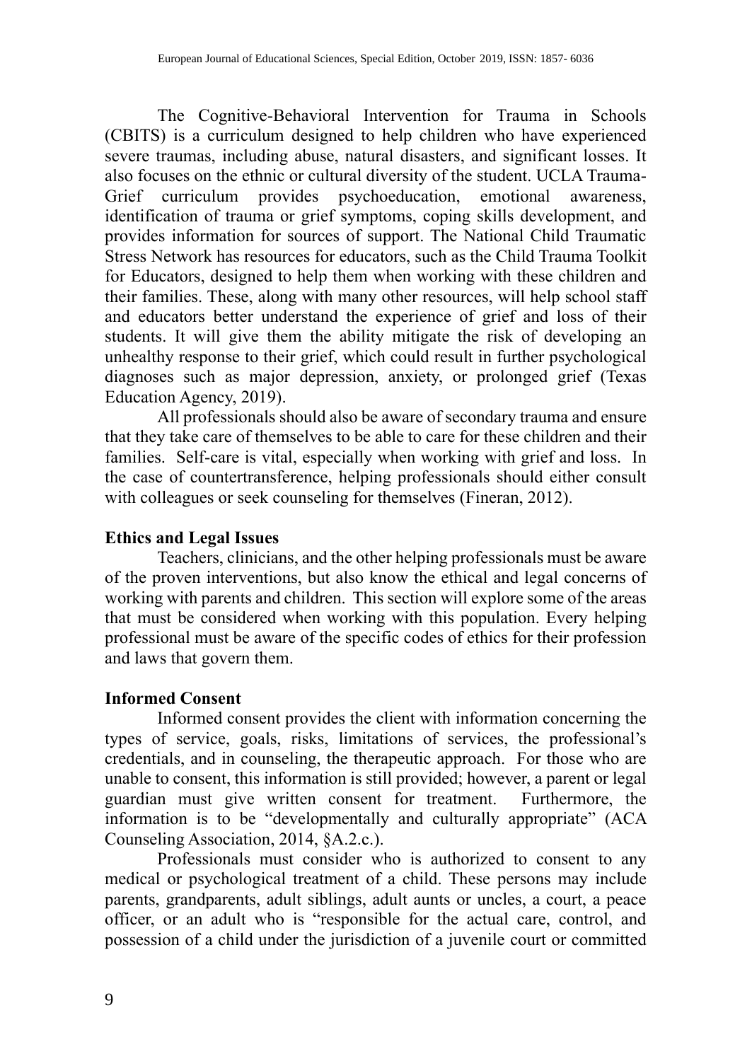The Cognitive-Behavioral Intervention for Trauma in Schools (CBITS) is a curriculum designed to help children who have experienced severe traumas, including abuse, natural disasters, and significant losses. It also focuses on the ethnic or cultural diversity of the student. UCLA Trauma-Grief curriculum provides psychoeducation, emotional awareness, identification of trauma or grief symptoms, coping skills development, and provides information for sources of support. The National Child Traumatic Stress Network has resources for educators, such as the Child Trauma Toolkit for Educators, designed to help them when working with these children and their families. These, along with many other resources, will help school staff and educators better understand the experience of grief and loss of their students. It will give them the ability mitigate the risk of developing an unhealthy response to their grief, which could result in further psychological diagnoses such as major depression, anxiety, or prolonged grief (Texas Education Agency, 2019).

All professionals should also be aware of secondary trauma and ensure that they take care of themselves to be able to care for these children and their families. Self-care is vital, especially when working with grief and loss. In the case of countertransference, helping professionals should either consult with colleagues or seek counseling for themselves (Fineran, 2012).

**Ethics and Legal Issues**

Teachers, clinicians, and the other helping professionals must be aware of the proven interventions, but also know the ethical and legal concerns of working with parents and children. This section will explore some of the areas that must be considered when working with this population. Every helping professional must be aware of the specific codes of ethics for their profession and laws that govern them.

**Informed Consent**

Informed consent provides the client with information concerning the types of service, goals, risks, limitations of services, the professional's credentials, and in counseling, the therapeutic approach. For those who are unable to consent, this information is still provided; however, a parent or legal guardian must give written consent for treatment. Furthermore, the information is to be "developmentally and culturally appropriate" (ACA Counseling Association, 2014, §A.2.c.).

Professionals must consider who is authorized to consent to any medical or psychological treatment of a child. These persons may include parents, grandparents, adult siblings, adult aunts or uncles, a court, a peace officer, or an adult who is "responsible for the actual care, control, and possession of a child under the jurisdiction of a juvenile court or committed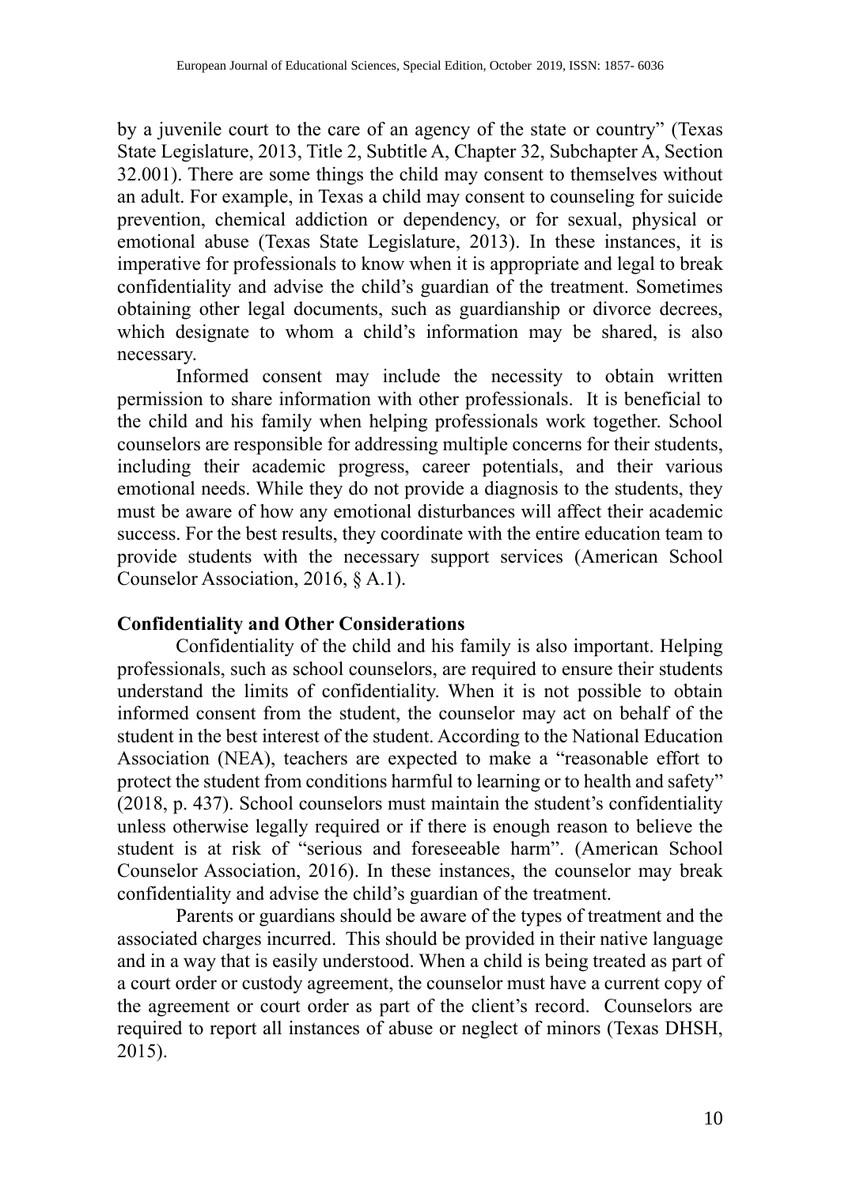by a juvenile court to the care of an agency of the state or country" (Texas State Legislature, 2013, Title 2, Subtitle A, Chapter 32, Subchapter A, Section 32.001). There are some things the child may consent to themselves without an adult. For example, in Texas a child may consent to counseling for suicide prevention, chemical addiction or dependency, or for sexual, physical or emotional abuse (Texas State Legislature, 2013). In these instances, it is imperative for professionals to know when it is appropriate and legal to break confidentiality and advise the child's guardian of the treatment. Sometimes obtaining other legal documents, such as guardianship or divorce decrees, which designate to whom a child's information may be shared, is also necessary.

Informed consent may include the necessity to obtain written permission to share information with other professionals. It is beneficial to the child and his family when helping professionals work together. School counselors are responsible for addressing multiple concerns for their students, including their academic progress, career potentials, and their various emotional needs. While they do not provide a diagnosis to the students, they must be aware of how any emotional disturbances will affect their academic success. For the best results, they coordinate with the entire education team to provide students with the necessary support services (American School Counselor Association, 2016, § A.1).

**Confidentiality and Other Considerations**

Confidentiality of the child and his family is also important. Helping professionals, such as school counselors, are required to ensure their students understand the limits of confidentiality. When it is not possible to obtain informed consent from the student, the counselor may act on behalf of the student in the best interest of the student. According to the National Education Association (NEA), teachers are expected to make a "reasonable effort to protect the student from conditions harmful to learning or to health and safety" (2018, p. 437). School counselors must maintain the student's confidentiality unless otherwise legally required or if there is enough reason to believe the student is at risk of "serious and foreseeable harm". (American School Counselor Association, 2016). In these instances, the counselor may break confidentiality and advise the child's guardian of the treatment.

Parents or guardians should be aware of the types of treatment and the associated charges incurred. This should be provided in their native language and in a way that is easily understood. When a child is being treated as part of a court order or custody agreement, the counselor must have a current copy of the agreement or court order as part of the client's record. Counselors are required to report all instances of abuse or neglect of minors (Texas DHSH, 2015).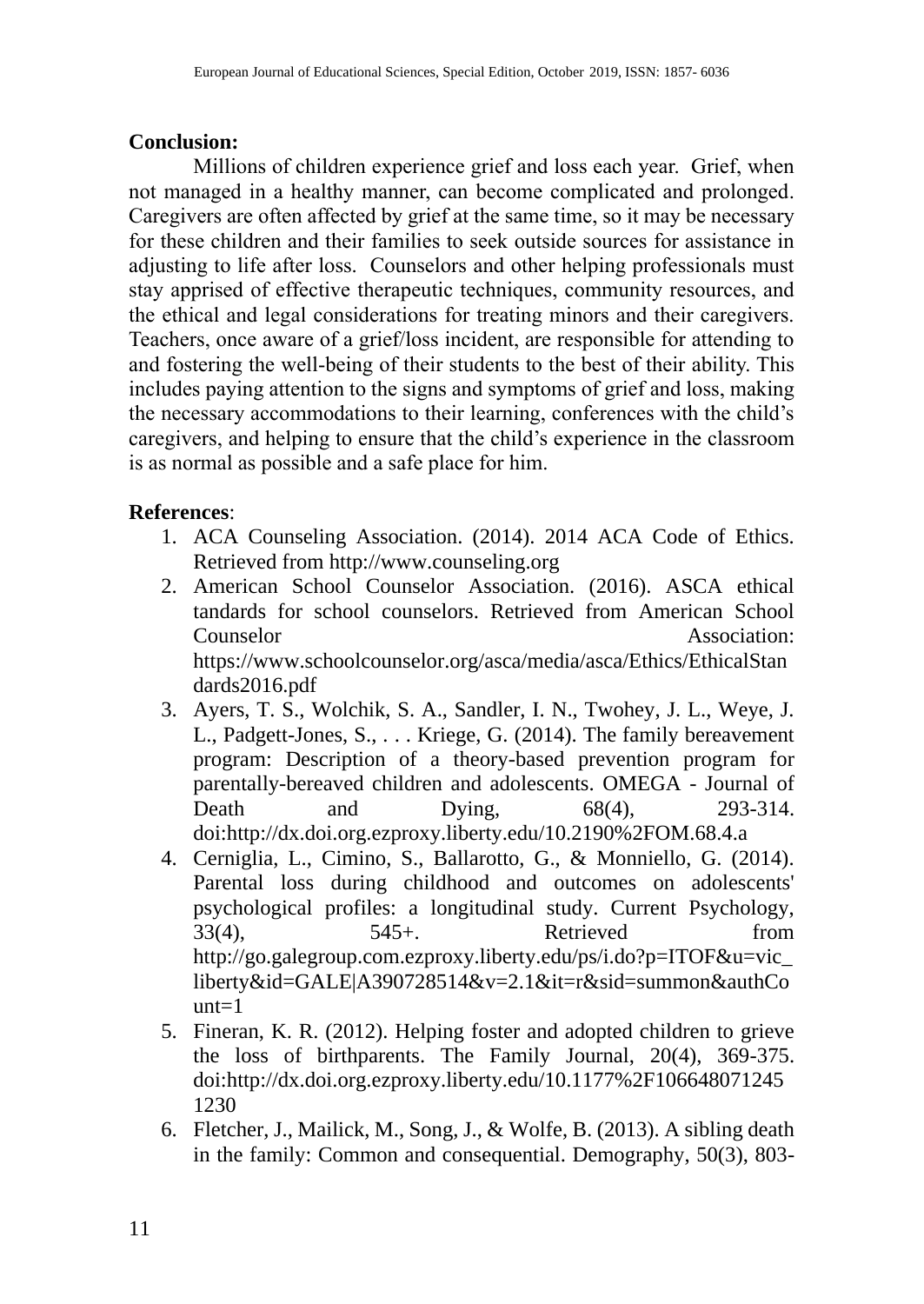**Conclusion:**

Millions of children experience grief and loss each year. Grief, when not managed in a healthy manner, can become complicated and prolonged. Caregivers are often affected by grief at the same time, so it may be necessary for these children and their families to seek outside sources for assistance in adjusting to life after loss. Counselors and other helping professionals must stay apprised of effective therapeutic techniques, community resources, and the ethical and legal considerations for treating minors and their caregivers. Teachers, once aware of a grief/loss incident, are responsible for attending to and fostering the well-being of their students to the best of their ability. This includes paying attention to the signs and symptoms of grief and loss, making the necessary accommodations to their learning, conferences with the child's caregivers, and helping to ensure that the child's experience in the classroom is as normal as possible and a safe place for him.

**References**:

1. ACA Counseling Association. (2014). 2014 ACA Code of Ethics. Retrieved from http://www.counseling.org
2. American School Counselor Association. (2016). ASCA ethical tandards for school counselors. Retrieved from American School Counselor Association: https://www.schoolcounselor.org/asca/media/asca/Ethics/EthicalStandards2016.pdf
3. Ayers, T. S., Wolchik, S. A., Sandler, I. N., Twohey, J. L., Weye, J. L., Padgett-Jones, S., . . . Kriege, G. (2014). The family bereavement program: Description of a theory-based prevention program for parentally-bereaved children and adolescents. OMEGA - Journal of Death and Dying, 68(4), 293-314. doi:http://dx.doi.org.ezproxy.liberty.edu/10.2190%2FOM.68.4.a
4. Cerniglia, L., Cimino, S., Ballarotto, G., & Monniello, G. (2014). Parental loss during childhood and outcomes on adolescents' psychological profiles: a longitudinal study. Current Psychology, 33(4), 545+. Retrieved from http://go.galegroup.com.ezproxy.liberty.edu/ps/i.do?p=ITOF&u=vic_liberty&id=GALE|A390728514&v=2.1&it=r&sid=summon&authCount=1
5. Fineran, K. R. (2012). Helping foster and adopted children to grieve the loss of birthparents. The Family Journal, 20(4), 369-375. doi:http://dx.doi.org.ezproxy.liberty.edu/10.1177%2F1066480712451230
6. Fletcher, J., Mailick, M., Song, J., & Wolfe, B. (2013). A sibling death in the family: Common and consequential. Demography, 50(3), 803-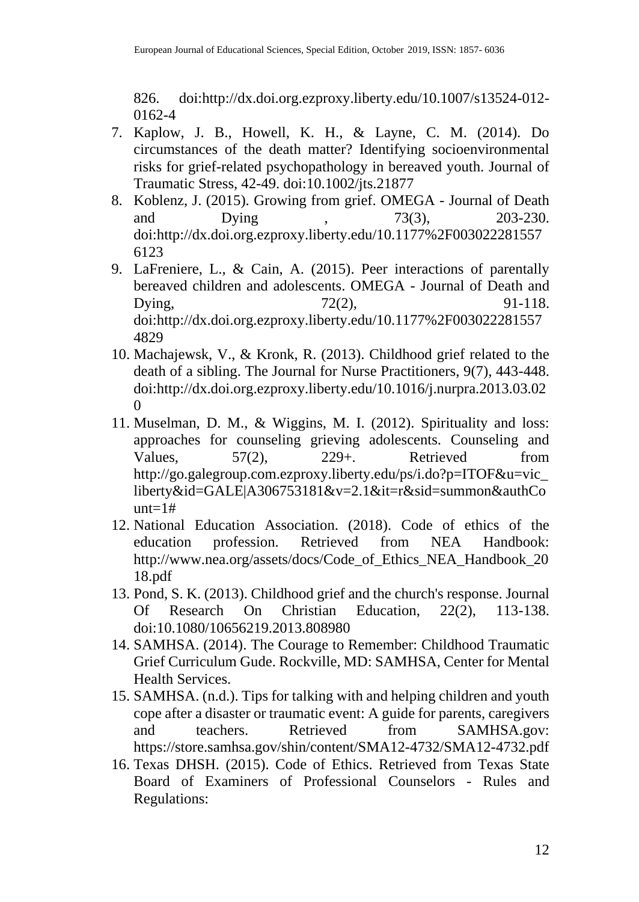826. doi:http://dx.doi.org.ezproxy.liberty.edu/10.1007/s13524-012-0162-4

7. Kaplow, J. B., Howell, K. H., & Layne, C. M. (2014). Do circumstances of the death matter? Identifying socioenvironmental risks for grief-related psychopathology in bereaved youth. Journal of Traumatic Stress, 42-49. doi:10.1002/jts.21877
8. Koblenz, J. (2015). Growing from grief. OMEGA - Journal of Death and Dying , 73(3), 203-230. doi:http://dx.doi.org.ezproxy.liberty.edu/10.1177%2F0030222815576123
9. LaFreniere, L., & Cain, A. (2015). Peer interactions of parentally bereaved children and adolescents. OMEGA - Journal of Death and Dying, 72(2), 91-118. doi:http://dx.doi.org.ezproxy.liberty.edu/10.1177%2F0030222815574829
10. Machajewsk, V., & Kronk, R. (2013). Childhood grief related to the death of a sibling. The Journal for Nurse Practitioners, 9(7), 443-448. doi:http://dx.doi.org.ezproxy.liberty.edu/10.1016/j.nurpra.2013.03.020
11. Muselman, D. M., & Wiggins, M. I. (2012). Spirituality and loss: approaches for counseling grieving adolescents. Counseling and Values, 57(2), 229+. Retrieved from http://go.galegroup.com.ezproxy.liberty.edu/ps/i.do?p=ITOF&u=vic_liberty&id=GALE|A306753181&v=2.1&it=r&sid=summon&authCount=1#
12. National Education Association. (2018). Code of ethics of the education profession. Retrieved from NEA Handbook: http://www.nea.org/assets/docs/Code_of_Ethics_NEA_Handbook_2018.pdf
13. Pond, S. K. (2013). Childhood grief and the church's response. Journal Of Research On Christian Education, 22(2), 113-138. doi:10.1080/10656219.2013.808980
14. SAMHSA. (2014). The Courage to Remember: Childhood Traumatic Grief Curriculum Gude. Rockville, MD: SAMHSA, Center for Mental Health Services.
15. SAMHSA. (n.d.). Tips for talking with and helping children and youth cope after a disaster or traumatic event: A guide for parents, caregivers and teachers. Retrieved from SAMHSA.gov: https://store.samhsa.gov/shin/content/SMA12-4732/SMA12-4732.pdf
16. Texas DHSH. (2015). Code of Ethics. Retrieved from Texas State Board of Examiners of Professional Counselors - Rules and Regulations: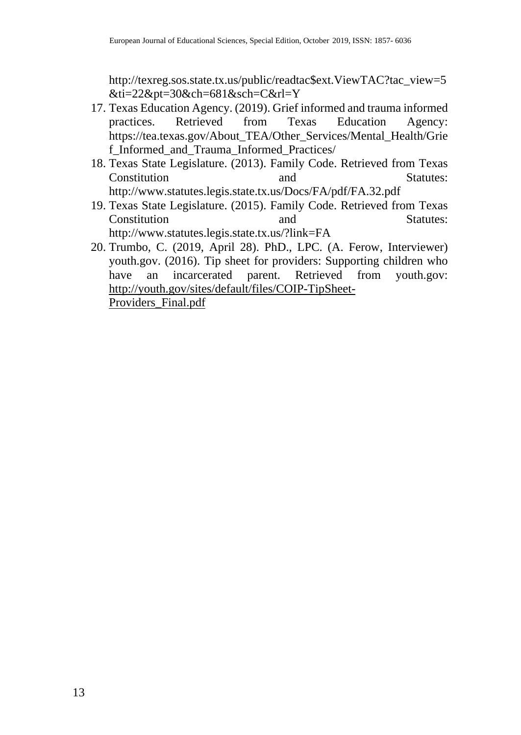http://texreg.sos.state.tx.us/public/readtac$ext.ViewTAC?tac_view=5&ti=22&pt=30&ch=681&sch=C&rl=Y

17. Texas Education Agency. (2019). Grief informed and trauma informed practices. Retrieved from Texas Education Agency: https://tea.texas.gov/About_TEA/Other_Services/Mental_Health/Grief_Informed_and_Trauma_Informed_Practices/
18. Texas State Legislature. (2013). Family Code. Retrieved from Texas Constitution and Statutes: http://www.statutes.legis.state.tx.us/Docs/FA/pdf/FA.32.pdf
19. Texas State Legislature. (2015). Family Code. Retrieved from Texas Constitution and Statutes: http://www.statutes.legis.state.tx.us/?link=FA
20. Trumbo, C. (2019, April 28). PhD., LPC. (A. Ferow, Interviewer) youth.gov. (2016). Tip sheet for providers: Supporting children who have an incarcerated parent. Retrieved from youth.gov: http://youth.gov/sites/default/files/COIP-TipSheet-Providers_Final.pdf